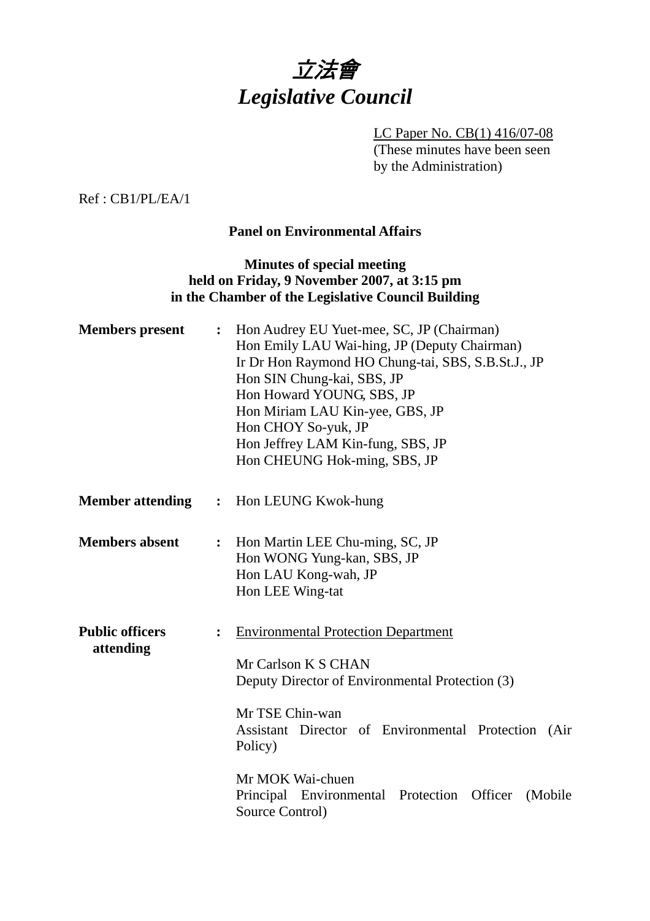# 立法會
# *Legislative Council*

LC Paper No. CB(1) 416/07-08
(These minutes have been seen by the Administration)

Ref : CB1/PL/EA/1

**Panel on Environmental Affairs**

**Minutes of special meeting**
**held on Friday, 9 November 2007, at 3:15 pm**
**in the Chamber of the Legislative Council Building**

**Members present** : Hon Audrey EU Yuet-mee, SC, JP (Chairman)
Hon Emily LAU Wai-hing, JP (Deputy Chairman)
Ir Dr Hon Raymond HO Chung-tai, SBS, S.B.St.J., JP
Hon SIN Chung-kai, SBS, JP
Hon Howard YOUNG, SBS, JP
Hon Miriam LAU Kin-yee, GBS, JP
Hon CHOY So-yuk, JP
Hon Jeffrey LAM Kin-fung, SBS, JP
Hon CHEUNG Hok-ming, SBS, JP

**Member attending** : Hon LEUNG Kwok-hung

**Members absent** : Hon Martin LEE Chu-ming, SC, JP
Hon WONG Yung-kan, SBS, JP
Hon LAU Kong-wah, JP
Hon LEE Wing-tat

**Public officers attending** : Environmental Protection Department

Mr Carlson K S CHAN
Deputy Director of Environmental Protection (3)

Mr TSE Chin-wan
Assistant Director of Environmental Protection (Air Policy)

Mr MOK Wai-chuen
Principal Environmental Protection Officer (Mobile Source Control)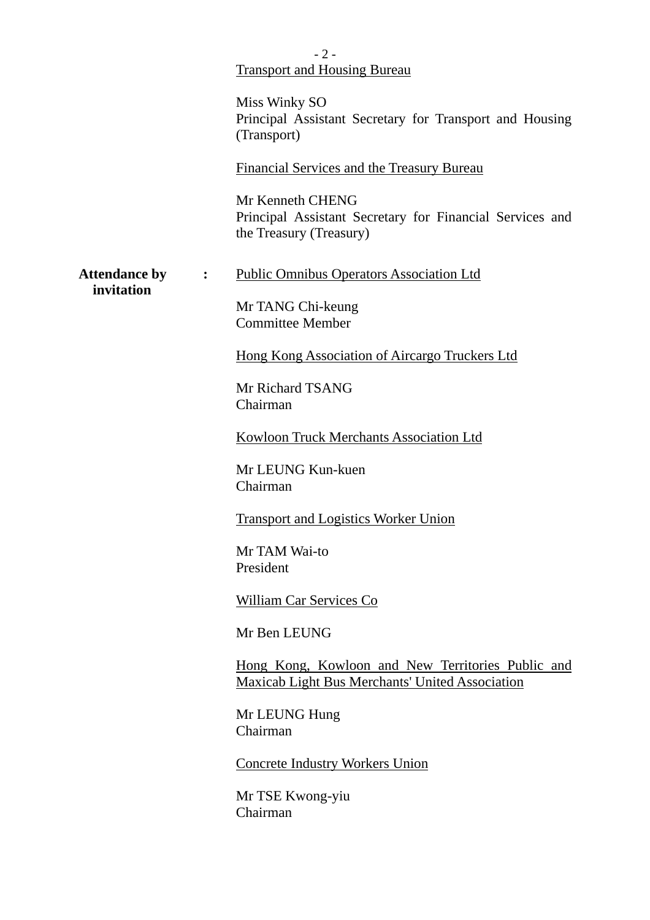Transport and Housing Bureau

Miss Winky SO
Principal Assistant Secretary for Transport and Housing (Transport)

Financial Services and the Treasury Bureau

Mr Kenneth CHENG
Principal Assistant Secretary for Financial Services and the Treasury (Treasury)

**Attendance by invitation** :

Public Omnibus Operators Association Ltd

Mr TANG Chi-keung
Committee Member

Hong Kong Association of Aircargo Truckers Ltd

Mr Richard TSANG
Chairman

Kowloon Truck Merchants Association Ltd

Mr LEUNG Kun-kuen
Chairman

Transport and Logistics Worker Union

Mr TAM Wai-to
President

William Car Services Co

Mr Ben LEUNG

Hong Kong, Kowloon and New Territories Public and Maxicab Light Bus Merchants' United Association

Mr LEUNG Hung
Chairman

Concrete Industry Workers Union

Mr TSE Kwong-yiu
Chairman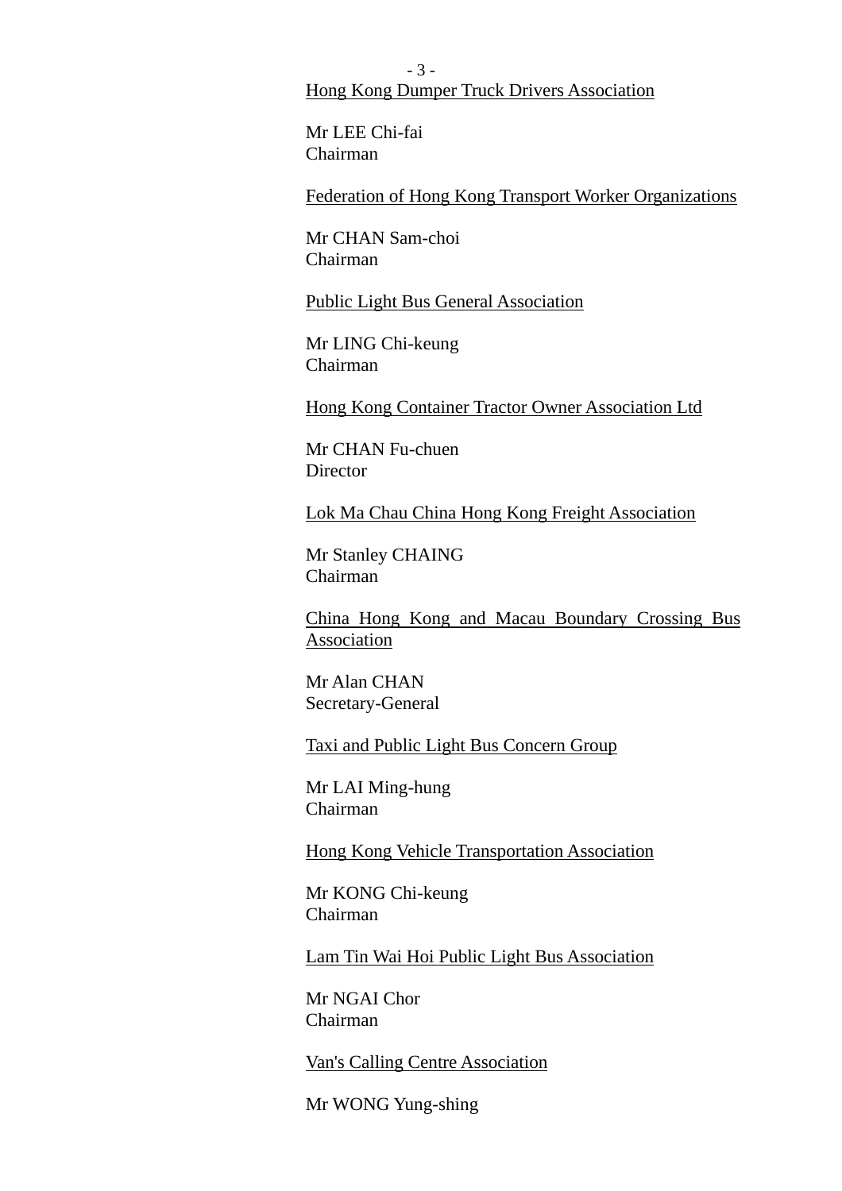<u>Hong Kong Dumper Truck Drivers Association</u>

Mr LEE Chi-fai
Chairman

<u>Federation of Hong Kong Transport Worker Organizations</u>

Mr CHAN Sam-choi
Chairman

<u>Public Light Bus General Association</u>

Mr LING Chi-keung
Chairman

<u>Hong Kong Container Tractor Owner Association Ltd</u>

Mr CHAN Fu-chuen
Director

<u>Lok Ma Chau China Hong Kong Freight Association</u>

Mr Stanley CHAING
Chairman

<u>China Hong Kong and Macau Boundary Crossing Bus Association</u>

Mr Alan CHAN
Secretary-General

<u>Taxi and Public Light Bus Concern Group</u>

Mr LAI Ming-hung
Chairman

<u>Hong Kong Vehicle Transportation Association</u>

Mr KONG Chi-keung
Chairman

<u>Lam Tin Wai Hoi Public Light Bus Association</u>

Mr NGAI Chor
Chairman

<u>Van's Calling Centre Association</u>

Mr WONG Yung-shing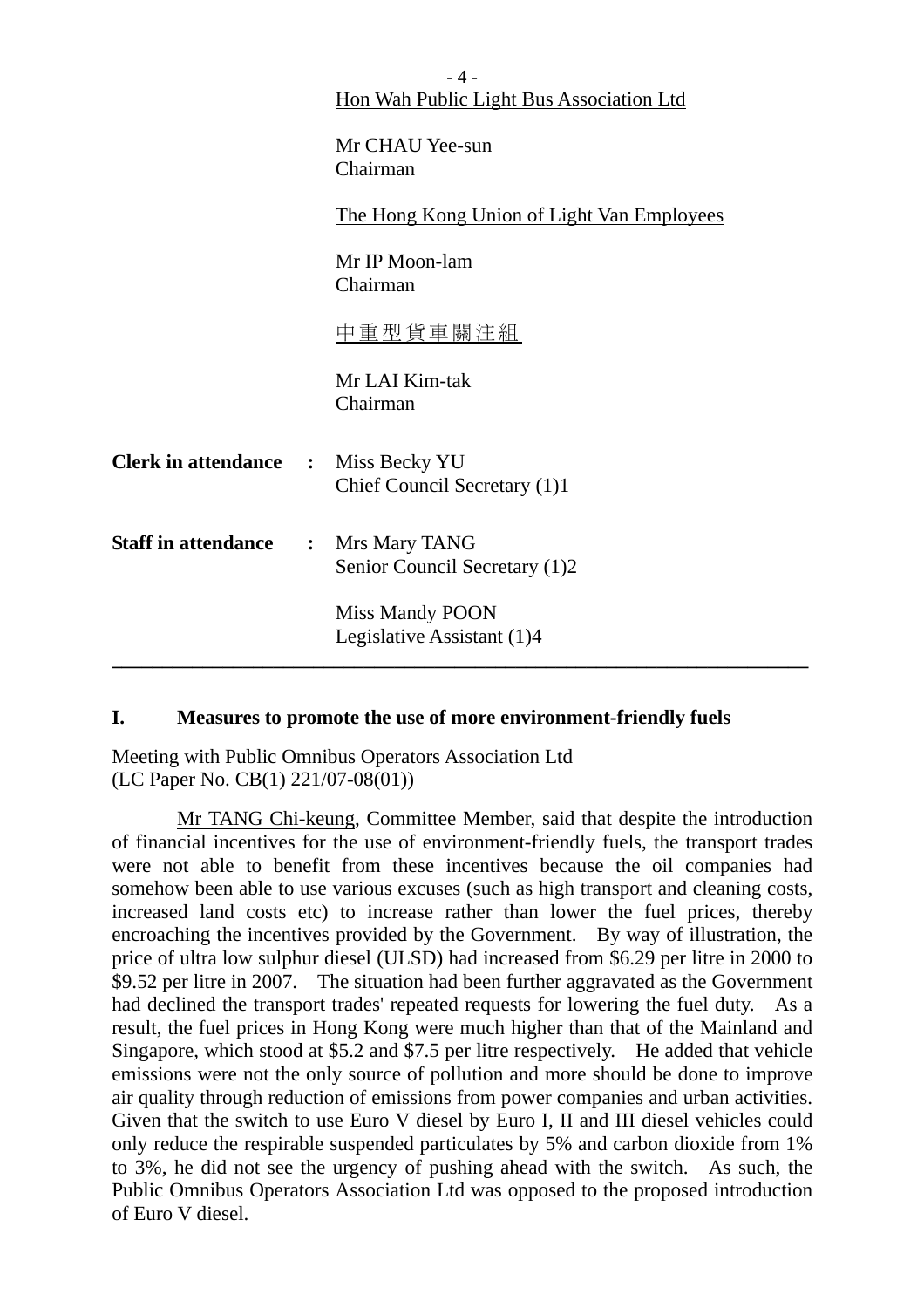<u>Hon Wah Public Light Bus Association Ltd</u>

Mr CHAU Yee-sun
Chairman

<u>The Hong Kong Union of Light Van Employees</u>

Mr IP Moon-lam
Chairman

<u>中重型貨車關注組</u>

Mr LAI Kim-tak
Chairman

**Clerk in attendance** : Miss Becky YU
Chief Council Secretary (1)1

**Staff in attendance** : Mrs Mary TANG
Senior Council Secretary (1)2

Miss Mandy POON
Legislative Assistant (1)4

---

## I. Measures to promote the use of more environment-friendly fuels

<u>Meeting with Public Omnibus Operators Association Ltd</u>
(LC Paper No. CB(1) 221/07-08(01))

<u>Mr TANG Chi-keung</u>, Committee Member, said that despite the introduction of financial incentives for the use of environment-friendly fuels, the transport trades were not able to benefit from these incentives because the oil companies had somehow been able to use various excuses (such as high transport and cleaning costs, increased land costs etc) to increase rather than lower the fuel prices, thereby encroaching the incentives provided by the Government. By way of illustration, the price of ultra low sulphur diesel (ULSD) had increased from $6.29 per litre in 2000 to $9.52 per litre in 2007. The situation had been further aggravated as the Government had declined the transport trades' repeated requests for lowering the fuel duty. As a result, the fuel prices in Hong Kong were much higher than that of the Mainland and Singapore, which stood at $5.2 and $7.5 per litre respectively. He added that vehicle emissions were not the only source of pollution and more should be done to improve air quality through reduction of emissions from power companies and urban activities. Given that the switch to use Euro V diesel by Euro I, II and III diesel vehicles could only reduce the respirable suspended particulates by 5% and carbon dioxide from 1% to 3%, he did not see the urgency of pushing ahead with the switch. As such, the Public Omnibus Operators Association Ltd was opposed to the proposed introduction of Euro V diesel.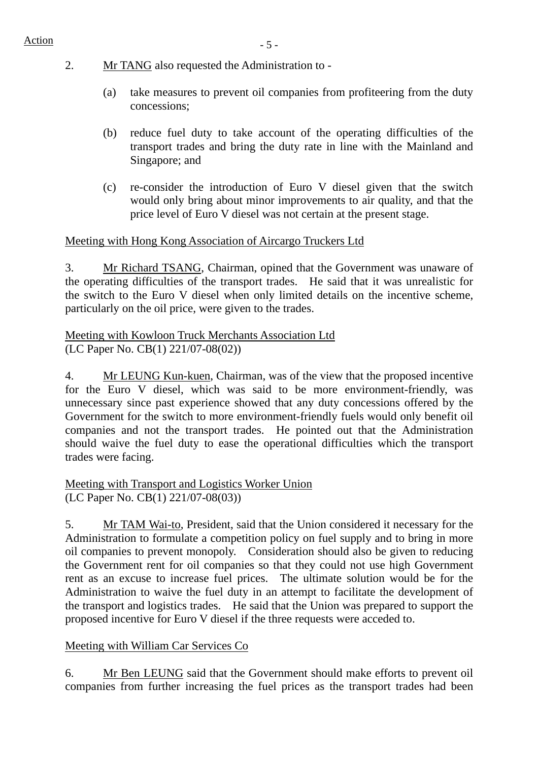Action

2. Mr TANG also requested the Administration to -

   (a) take measures to prevent oil companies from profiteering from the duty concessions;

   (b) reduce fuel duty to take account of the operating difficulties of the transport trades and bring the duty rate in line with the Mainland and Singapore; and

   (c) re-consider the introduction of Euro V diesel given that the switch would only bring about minor improvements to air quality, and that the price level of Euro V diesel was not certain at the present stage.

Meeting with Hong Kong Association of Aircargo Truckers Ltd

3. Mr Richard TSANG, Chairman, opined that the Government was unaware of the operating difficulties of the transport trades. He said that it was unrealistic for the switch to the Euro V diesel when only limited details on the incentive scheme, particularly on the oil price, were given to the trades.

Meeting with Kowloon Truck Merchants Association Ltd
(LC Paper No. CB(1) 221/07-08(02))

4. Mr LEUNG Kun-kuen, Chairman, was of the view that the proposed incentive for the Euro V diesel, which was said to be more environment-friendly, was unnecessary since past experience showed that any duty concessions offered by the Government for the switch to more environment-friendly fuels would only benefit oil companies and not the transport trades. He pointed out that the Administration should waive the fuel duty to ease the operational difficulties which the transport trades were facing.

Meeting with Transport and Logistics Worker Union
(LC Paper No. CB(1) 221/07-08(03))

5. Mr TAM Wai-to, President, said that the Union considered it necessary for the Administration to formulate a competition policy on fuel supply and to bring in more oil companies to prevent monopoly. Consideration should also be given to reducing the Government rent for oil companies so that they could not use high Government rent as an excuse to increase fuel prices. The ultimate solution would be for the Administration to waive the fuel duty in an attempt to facilitate the development of the transport and logistics trades. He said that the Union was prepared to support the proposed incentive for Euro V diesel if the three requests were acceded to.

Meeting with William Car Services Co

6. Mr Ben LEUNG said that the Government should make efforts to prevent oil companies from further increasing the fuel prices as the transport trades had been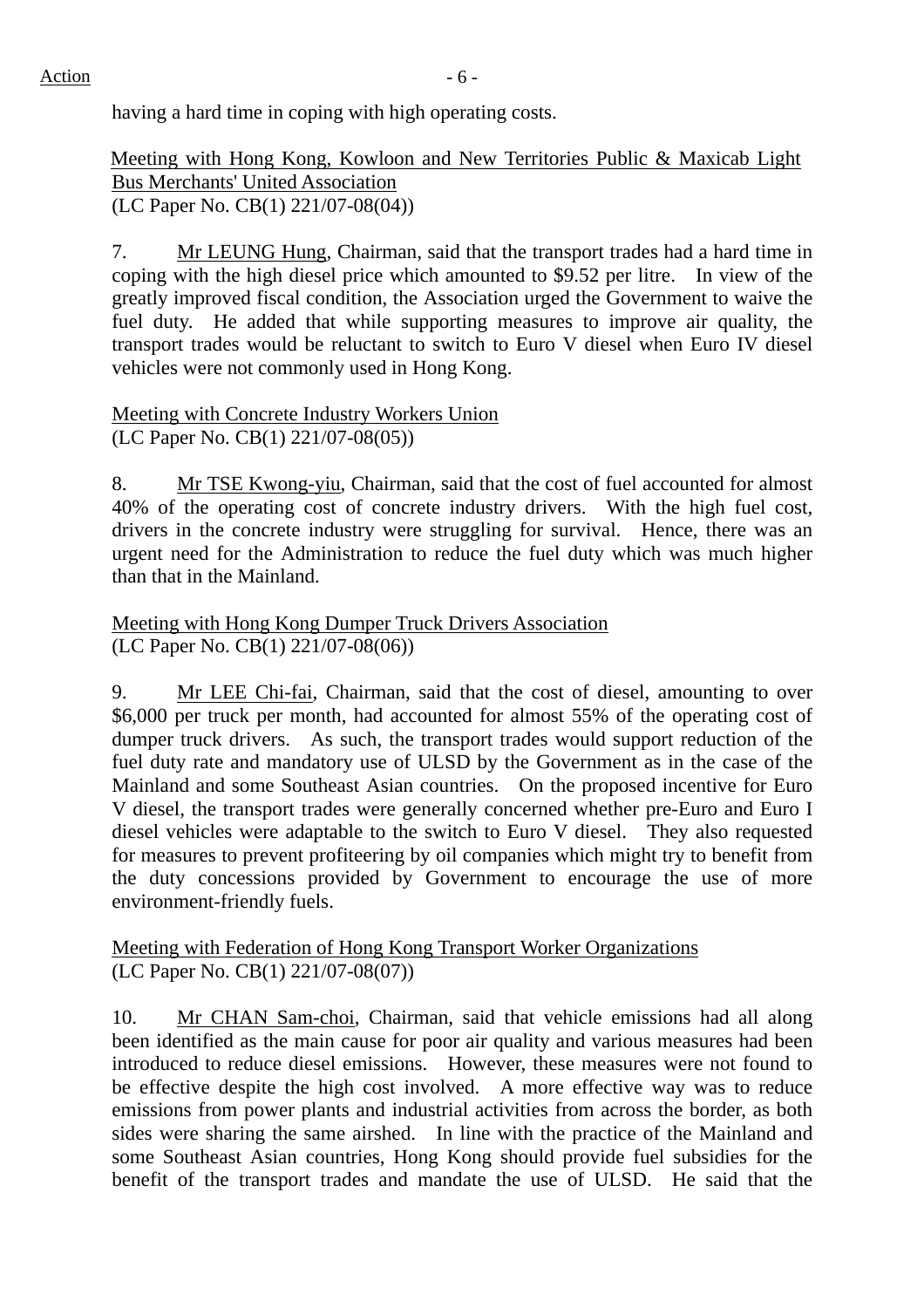having a hard time in coping with high operating costs.

<u>Meeting with Hong Kong, Kowloon and New Territories Public & Maxicab Light Bus Merchants' United Association</u>
(LC Paper No. CB(1) 221/07-08(04))

7. <u>Mr LEUNG Hung</u>, Chairman, said that the transport trades had a hard time in coping with the high diesel price which amounted to $9.52 per litre. In view of the greatly improved fiscal condition, the Association urged the Government to waive the fuel duty. He added that while supporting measures to improve air quality, the transport trades would be reluctant to switch to Euro V diesel when Euro IV diesel vehicles were not commonly used in Hong Kong.

<u>Meeting with Concrete Industry Workers Union</u>
(LC Paper No. CB(1) 221/07-08(05))

8. <u>Mr TSE Kwong-yiu</u>, Chairman, said that the cost of fuel accounted for almost 40% of the operating cost of concrete industry drivers. With the high fuel cost, drivers in the concrete industry were struggling for survival. Hence, there was an urgent need for the Administration to reduce the fuel duty which was much higher than that in the Mainland.

<u>Meeting with Hong Kong Dumper Truck Drivers Association</u>
(LC Paper No. CB(1) 221/07-08(06))

9. <u>Mr LEE Chi-fai</u>, Chairman, said that the cost of diesel, amounting to over $6,000 per truck per month, had accounted for almost 55% of the operating cost of dumper truck drivers. As such, the transport trades would support reduction of the fuel duty rate and mandatory use of ULSD by the Government as in the case of the Mainland and some Southeast Asian countries. On the proposed incentive for Euro V diesel, the transport trades were generally concerned whether pre-Euro and Euro I diesel vehicles were adaptable to the switch to Euro V diesel. They also requested for measures to prevent profiteering by oil companies which might try to benefit from the duty concessions provided by Government to encourage the use of more environment-friendly fuels.

<u>Meeting with Federation of Hong Kong Transport Worker Organizations</u>
(LC Paper No. CB(1) 221/07-08(07))

10. <u>Mr CHAN Sam-choi</u>, Chairman, said that vehicle emissions had all along been identified as the main cause for poor air quality and various measures had been introduced to reduce diesel emissions. However, these measures were not found to be effective despite the high cost involved. A more effective way was to reduce emissions from power plants and industrial activities from across the border, as both sides were sharing the same airshed. In line with the practice of the Mainland and some Southeast Asian countries, Hong Kong should provide fuel subsidies for the benefit of the transport trades and mandate the use of ULSD. He said that the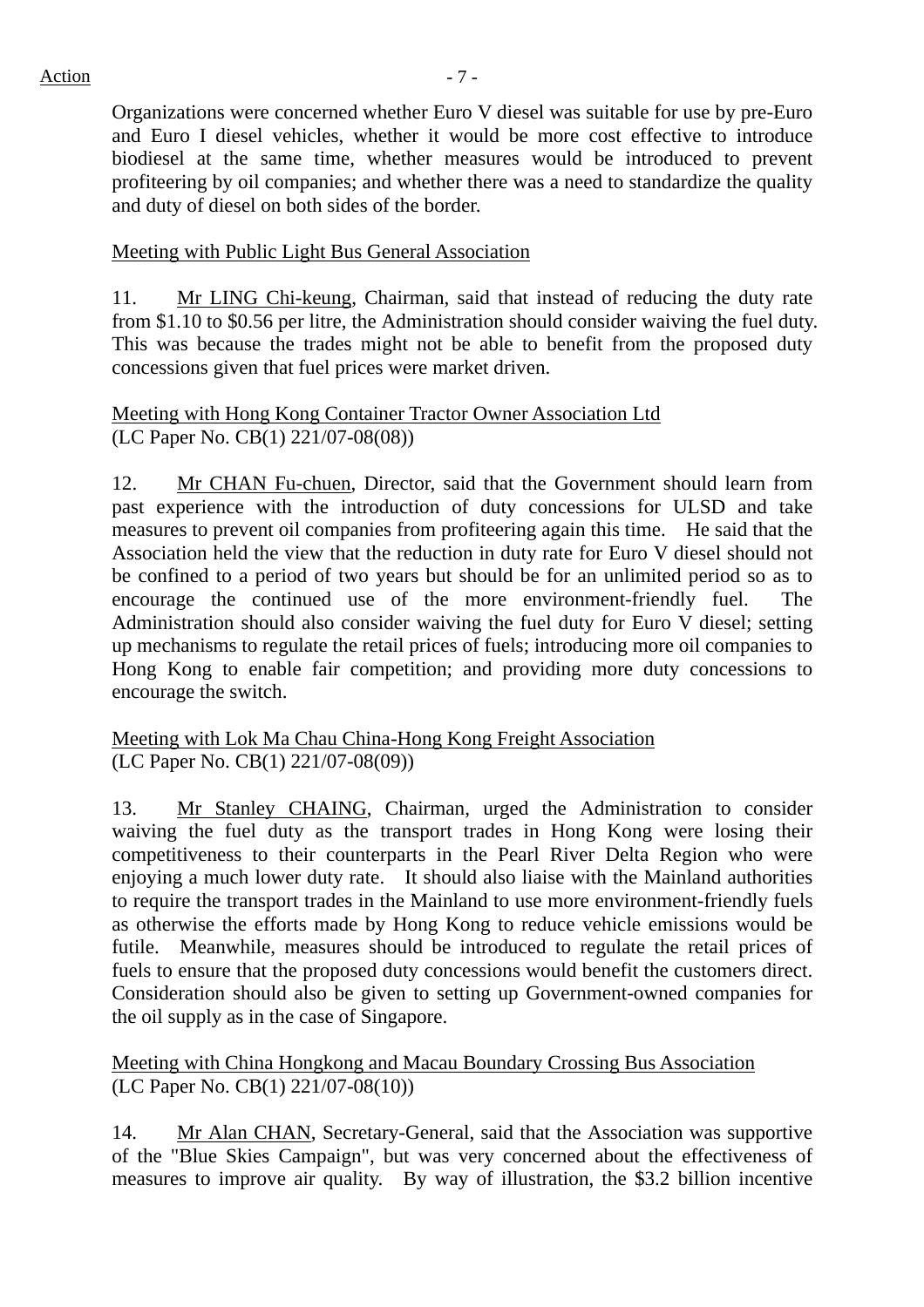Organizations were concerned whether Euro V diesel was suitable for use by pre-Euro and Euro I diesel vehicles, whether it would be more cost effective to introduce biodiesel at the same time, whether measures would be introduced to prevent profiteering by oil companies; and whether there was a need to standardize the quality and duty of diesel on both sides of the border.

<u>Meeting with Public Light Bus General Association</u>

11. <u>Mr LING Chi-keung</u>, Chairman, said that instead of reducing the duty rate from $1.10 to $0.56 per litre, the Administration should consider waiving the fuel duty. This was because the trades might not be able to benefit from the proposed duty concessions given that fuel prices were market driven.

<u>Meeting with Hong Kong Container Tractor Owner Association Ltd</u>
(LC Paper No. CB(1) 221/07-08(08))

12. <u>Mr CHAN Fu-chuen</u>, Director, said that the Government should learn from past experience with the introduction of duty concessions for ULSD and take measures to prevent oil companies from profiteering again this time. He said that the Association held the view that the reduction in duty rate for Euro V diesel should not be confined to a period of two years but should be for an unlimited period so as to encourage the continued use of the more environment-friendly fuel. The Administration should also consider waiving the fuel duty for Euro V diesel; setting up mechanisms to regulate the retail prices of fuels; introducing more oil companies to Hong Kong to enable fair competition; and providing more duty concessions to encourage the switch.

<u>Meeting with Lok Ma Chau China-Hong Kong Freight Association</u>
(LC Paper No. CB(1) 221/07-08(09))

13. <u>Mr Stanley CHAING</u>, Chairman, urged the Administration to consider waiving the fuel duty as the transport trades in Hong Kong were losing their competitiveness to their counterparts in the Pearl River Delta Region who were enjoying a much lower duty rate. It should also liaise with the Mainland authorities to require the transport trades in the Mainland to use more environment-friendly fuels as otherwise the efforts made by Hong Kong to reduce vehicle emissions would be futile. Meanwhile, measures should be introduced to regulate the retail prices of fuels to ensure that the proposed duty concessions would benefit the customers direct. Consideration should also be given to setting up Government-owned companies for the oil supply as in the case of Singapore.

<u>Meeting with China Hongkong and Macau Boundary Crossing Bus Association</u>
(LC Paper No. CB(1) 221/07-08(10))

14. <u>Mr Alan CHAN</u>, Secretary-General, said that the Association was supportive of the "Blue Skies Campaign", but was very concerned about the effectiveness of measures to improve air quality. By way of illustration, the $3.2 billion incentive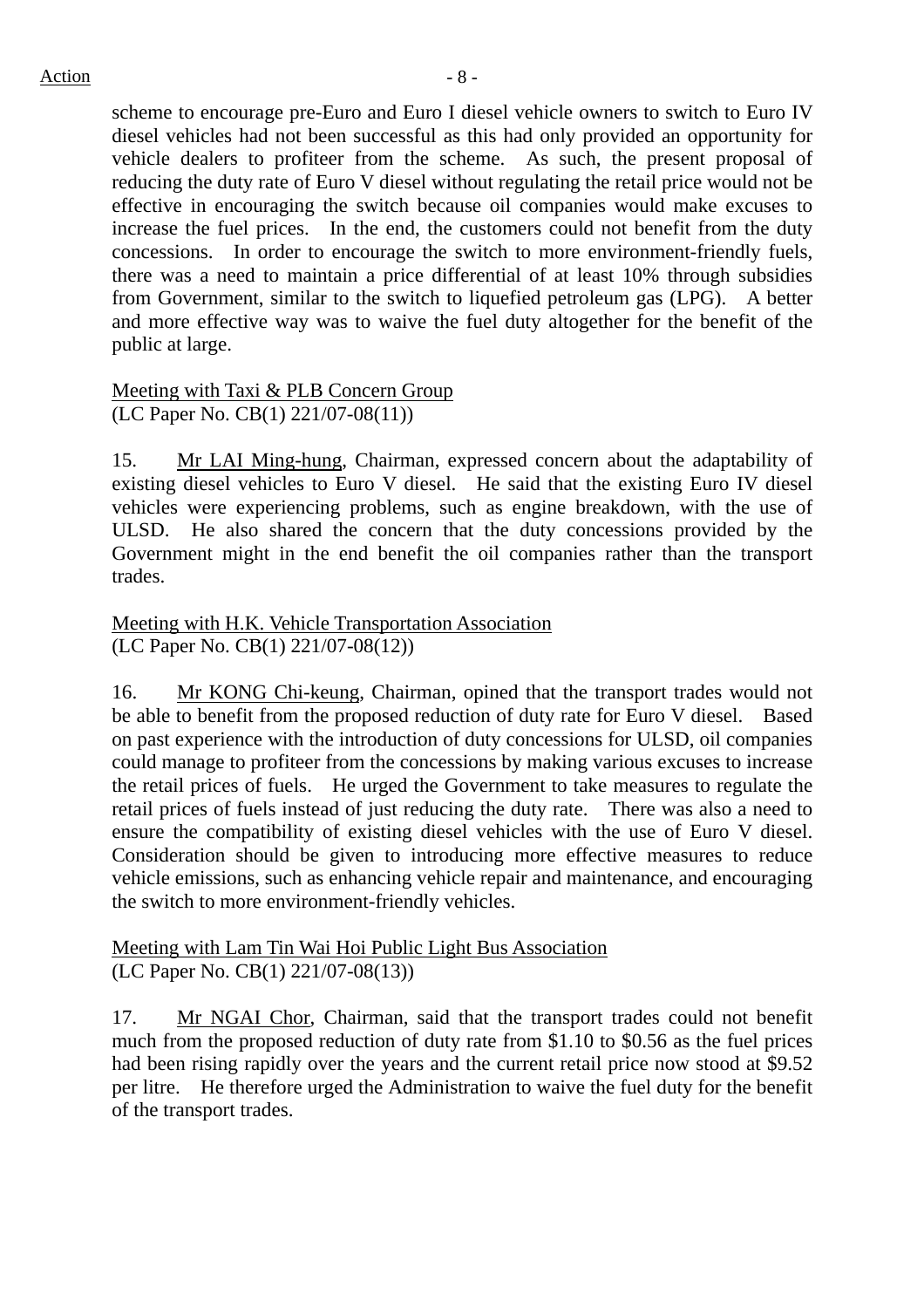scheme to encourage pre-Euro and Euro I diesel vehicle owners to switch to Euro IV diesel vehicles had not been successful as this had only provided an opportunity for vehicle dealers to profiteer from the scheme. As such, the present proposal of reducing the duty rate of Euro V diesel without regulating the retail price would not be effective in encouraging the switch because oil companies would make excuses to increase the fuel prices. In the end, the customers could not benefit from the duty concessions. In order to encourage the switch to more environment-friendly fuels, there was a need to maintain a price differential of at least 10% through subsidies from Government, similar to the switch to liquefied petroleum gas (LPG). A better and more effective way was to waive the fuel duty altogether for the benefit of the public at large.

Meeting with Taxi & PLB Concern Group
(LC Paper No. CB(1) 221/07-08(11))

15. Mr LAI Ming-hung, Chairman, expressed concern about the adaptability of existing diesel vehicles to Euro V diesel. He said that the existing Euro IV diesel vehicles were experiencing problems, such as engine breakdown, with the use of ULSD. He also shared the concern that the duty concessions provided by the Government might in the end benefit the oil companies rather than the transport trades.

Meeting with H.K. Vehicle Transportation Association
(LC Paper No. CB(1) 221/07-08(12))

16. Mr KONG Chi-keung, Chairman, opined that the transport trades would not be able to benefit from the proposed reduction of duty rate for Euro V diesel. Based on past experience with the introduction of duty concessions for ULSD, oil companies could manage to profiteer from the concessions by making various excuses to increase the retail prices of fuels. He urged the Government to take measures to regulate the retail prices of fuels instead of just reducing the duty rate. There was also a need to ensure the compatibility of existing diesel vehicles with the use of Euro V diesel. Consideration should be given to introducing more effective measures to reduce vehicle emissions, such as enhancing vehicle repair and maintenance, and encouraging the switch to more environment-friendly vehicles.

Meeting with Lam Tin Wai Hoi Public Light Bus Association
(LC Paper No. CB(1) 221/07-08(13))

17. Mr NGAI Chor, Chairman, said that the transport trades could not benefit much from the proposed reduction of duty rate from $1.10 to $0.56 as the fuel prices had been rising rapidly over the years and the current retail price now stood at $9.52 per litre. He therefore urged the Administration to waive the fuel duty for the benefit of the transport trades.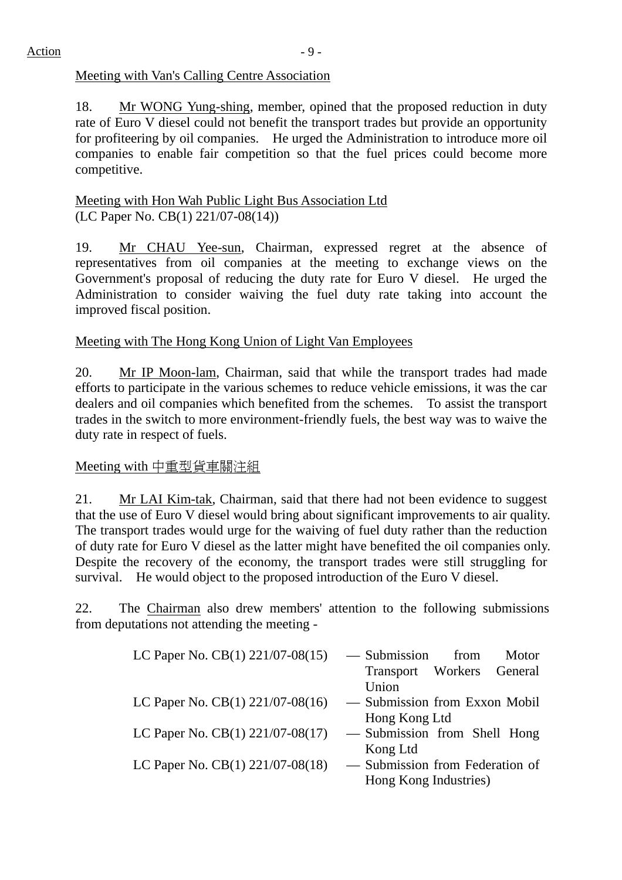Meeting with Van's Calling Centre Association

18. Mr WONG Yung-shing, member, opined that the proposed reduction in duty rate of Euro V diesel could not benefit the transport trades but provide an opportunity for profiteering by oil companies. He urged the Administration to introduce more oil companies to enable fair competition so that the fuel prices could become more competitive.

Meeting with Hon Wah Public Light Bus Association Ltd
(LC Paper No. CB(1) 221/07-08(14))

19. Mr CHAU Yee-sun, Chairman, expressed regret at the absence of representatives from oil companies at the meeting to exchange views on the Government's proposal of reducing the duty rate for Euro V diesel. He urged the Administration to consider waiving the fuel duty rate taking into account the improved fiscal position.

Meeting with The Hong Kong Union of Light Van Employees

20. Mr IP Moon-lam, Chairman, said that while the transport trades had made efforts to participate in the various schemes to reduce vehicle emissions, it was the car dealers and oil companies which benefited from the schemes. To assist the transport trades in the switch to more environment-friendly fuels, the best way was to waive the duty rate in respect of fuels.

Meeting with 中重型貨車關注組

21. Mr LAI Kim-tak, Chairman, said that there had not been evidence to suggest that the use of Euro V diesel would bring about significant improvements to air quality. The transport trades would urge for the waiving of fuel duty rather than the reduction of duty rate for Euro V diesel as the latter might have benefited the oil companies only. Despite the recovery of the economy, the transport trades were still struggling for survival. He would object to the proposed introduction of the Euro V diesel.

22. The Chairman also drew members' attention to the following submissions from deputations not attending the meeting -

| | |
|---|---|
| LC Paper No. CB(1) 221/07-08(15) | — Submission from Motor Transport Workers General Union |
| LC Paper No. CB(1) 221/07-08(16) | — Submission from Exxon Mobil Hong Kong Ltd |
| LC Paper No. CB(1) 221/07-08(17) | — Submission from Shell Hong Kong Ltd |
| LC Paper No. CB(1) 221/07-08(18) | — Submission from Federation of Hong Kong Industries) |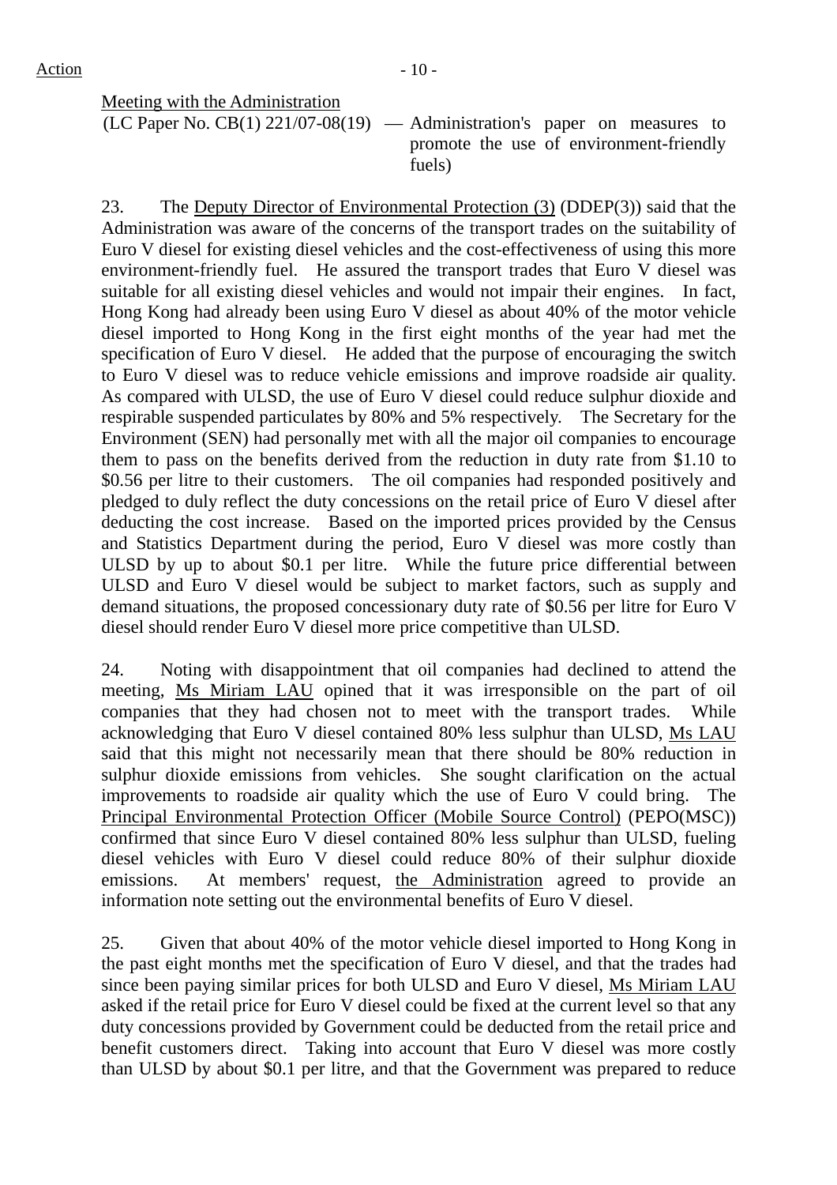Action

<u>Meeting with the Administration</u>

(LC Paper No. CB(1) 221/07-08(19) — Administration's paper on measures to promote the use of environment-friendly fuels)

23. The <u>Deputy Director of Environmental Protection (3)</u> (DDEP(3)) said that the Administration was aware of the concerns of the transport trades on the suitability of Euro V diesel for existing diesel vehicles and the cost-effectiveness of using this more environment-friendly fuel. He assured the transport trades that Euro V diesel was suitable for all existing diesel vehicles and would not impair their engines. In fact, Hong Kong had already been using Euro V diesel as about 40% of the motor vehicle diesel imported to Hong Kong in the first eight months of the year had met the specification of Euro V diesel. He added that the purpose of encouraging the switch to Euro V diesel was to reduce vehicle emissions and improve roadside air quality. As compared with ULSD, the use of Euro V diesel could reduce sulphur dioxide and respirable suspended particulates by 80% and 5% respectively. The Secretary for the Environment (SEN) had personally met with all the major oil companies to encourage them to pass on the benefits derived from the reduction in duty rate from $1.10 to $0.56 per litre to their customers. The oil companies had responded positively and pledged to duly reflect the duty concessions on the retail price of Euro V diesel after deducting the cost increase. Based on the imported prices provided by the Census and Statistics Department during the period, Euro V diesel was more costly than ULSD by up to about $0.1 per litre. While the future price differential between ULSD and Euro V diesel would be subject to market factors, such as supply and demand situations, the proposed concessionary duty rate of $0.56 per litre for Euro V diesel should render Euro V diesel more price competitive than ULSD.

24. Noting with disappointment that oil companies had declined to attend the meeting, <u>Ms Miriam LAU</u> opined that it was irresponsible on the part of oil companies that they had chosen not to meet with the transport trades. While acknowledging that Euro V diesel contained 80% less sulphur than ULSD, <u>Ms LAU</u> said that this might not necessarily mean that there should be 80% reduction in sulphur dioxide emissions from vehicles. She sought clarification on the actual improvements to roadside air quality which the use of Euro V could bring. The <u>Principal Environmental Protection Officer (Mobile Source Control)</u> (PEPO(MSC)) confirmed that since Euro V diesel contained 80% less sulphur than ULSD, fueling diesel vehicles with Euro V diesel could reduce 80% of their sulphur dioxide emissions. At members' request, <u>the Administration</u> agreed to provide an information note setting out the environmental benefits of Euro V diesel.

25. Given that about 40% of the motor vehicle diesel imported to Hong Kong in the past eight months met the specification of Euro V diesel, and that the trades had since been paying similar prices for both ULSD and Euro V diesel, <u>Ms Miriam LAU</u> asked if the retail price for Euro V diesel could be fixed at the current level so that any duty concessions provided by Government could be deducted from the retail price and benefit customers direct. Taking into account that Euro V diesel was more costly than ULSD by about $0.1 per litre, and that the Government was prepared to reduce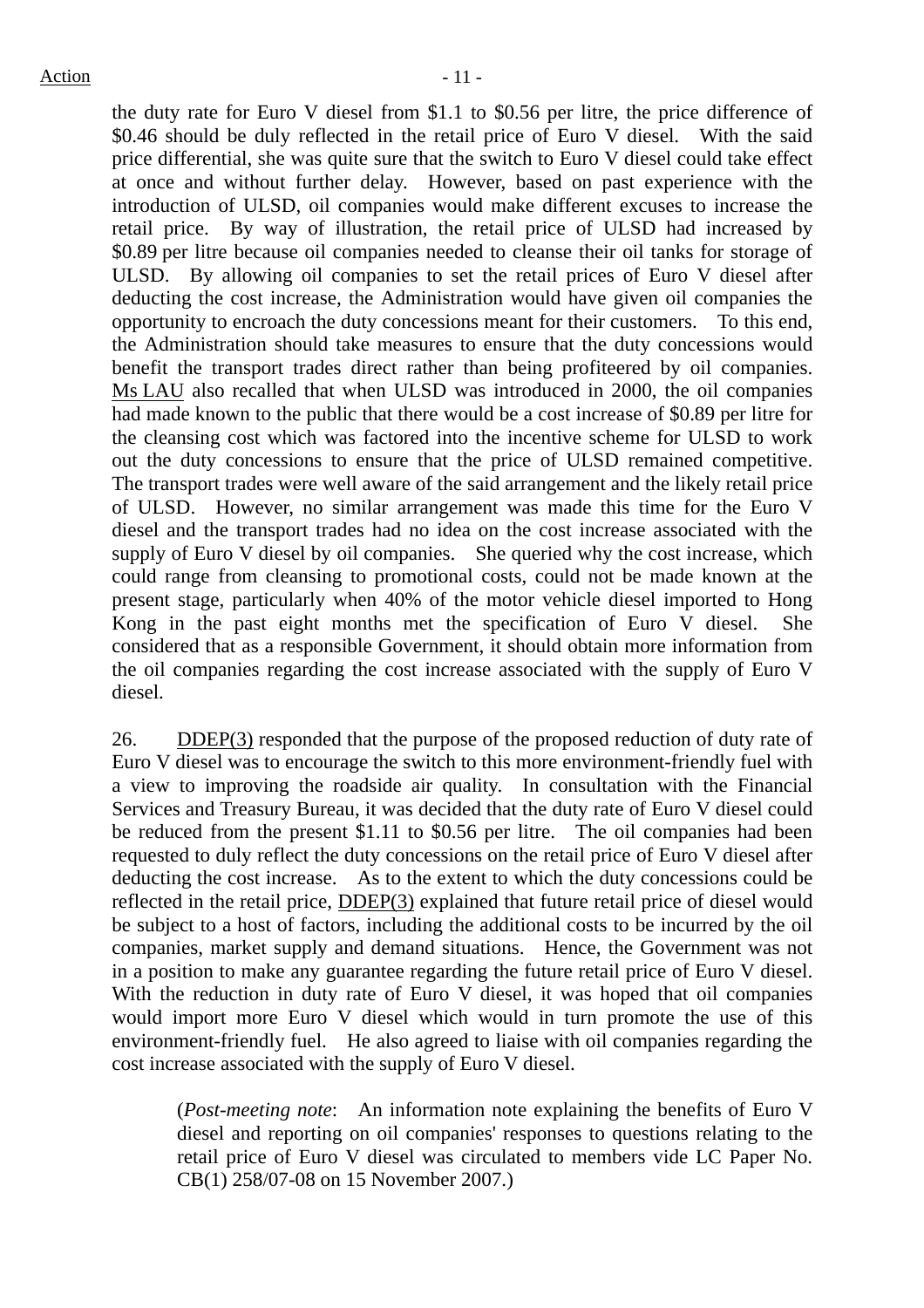the duty rate for Euro V diesel from $1.1 to $0.56 per litre, the price difference of $0.46 should be duly reflected in the retail price of Euro V diesel. With the said price differential, she was quite sure that the switch to Euro V diesel could take effect at once and without further delay. However, based on past experience with the introduction of ULSD, oil companies would make different excuses to increase the retail price. By way of illustration, the retail price of ULSD had increased by $0.89 per litre because oil companies needed to cleanse their oil tanks for storage of ULSD. By allowing oil companies to set the retail prices of Euro V diesel after deducting the cost increase, the Administration would have given oil companies the opportunity to encroach the duty concessions meant for their customers. To this end, the Administration should take measures to ensure that the duty concessions would benefit the transport trades direct rather than being profiteered by oil companies. Ms LAU also recalled that when ULSD was introduced in 2000, the oil companies had made known to the public that there would be a cost increase of $0.89 per litre for the cleansing cost which was factored into the incentive scheme for ULSD to work out the duty concessions to ensure that the price of ULSD remained competitive. The transport trades were well aware of the said arrangement and the likely retail price of ULSD. However, no similar arrangement was made this time for the Euro V diesel and the transport trades had no idea on the cost increase associated with the supply of Euro V diesel by oil companies. She queried why the cost increase, which could range from cleansing to promotional costs, could not be made known at the present stage, particularly when 40% of the motor vehicle diesel imported to Hong Kong in the past eight months met the specification of Euro V diesel. She considered that as a responsible Government, it should obtain more information from the oil companies regarding the cost increase associated with the supply of Euro V diesel.

26. DDEP(3) responded that the purpose of the proposed reduction of duty rate of Euro V diesel was to encourage the switch to this more environment-friendly fuel with a view to improving the roadside air quality. In consultation with the Financial Services and Treasury Bureau, it was decided that the duty rate of Euro V diesel could be reduced from the present $1.11 to $0.56 per litre. The oil companies had been requested to duly reflect the duty concessions on the retail price of Euro V diesel after deducting the cost increase. As to the extent to which the duty concessions could be reflected in the retail price, DDEP(3) explained that future retail price of diesel would be subject to a host of factors, including the additional costs to be incurred by the oil companies, market supply and demand situations. Hence, the Government was not in a position to make any guarantee regarding the future retail price of Euro V diesel. With the reduction in duty rate of Euro V diesel, it was hoped that oil companies would import more Euro V diesel which would in turn promote the use of this environment-friendly fuel. He also agreed to liaise with oil companies regarding the cost increase associated with the supply of Euro V diesel.

> (*Post-meeting note*: An information note explaining the benefits of Euro V diesel and reporting on oil companies' responses to questions relating to the retail price of Euro V diesel was circulated to members vide LC Paper No. CB(1) 258/07-08 on 15 November 2007.)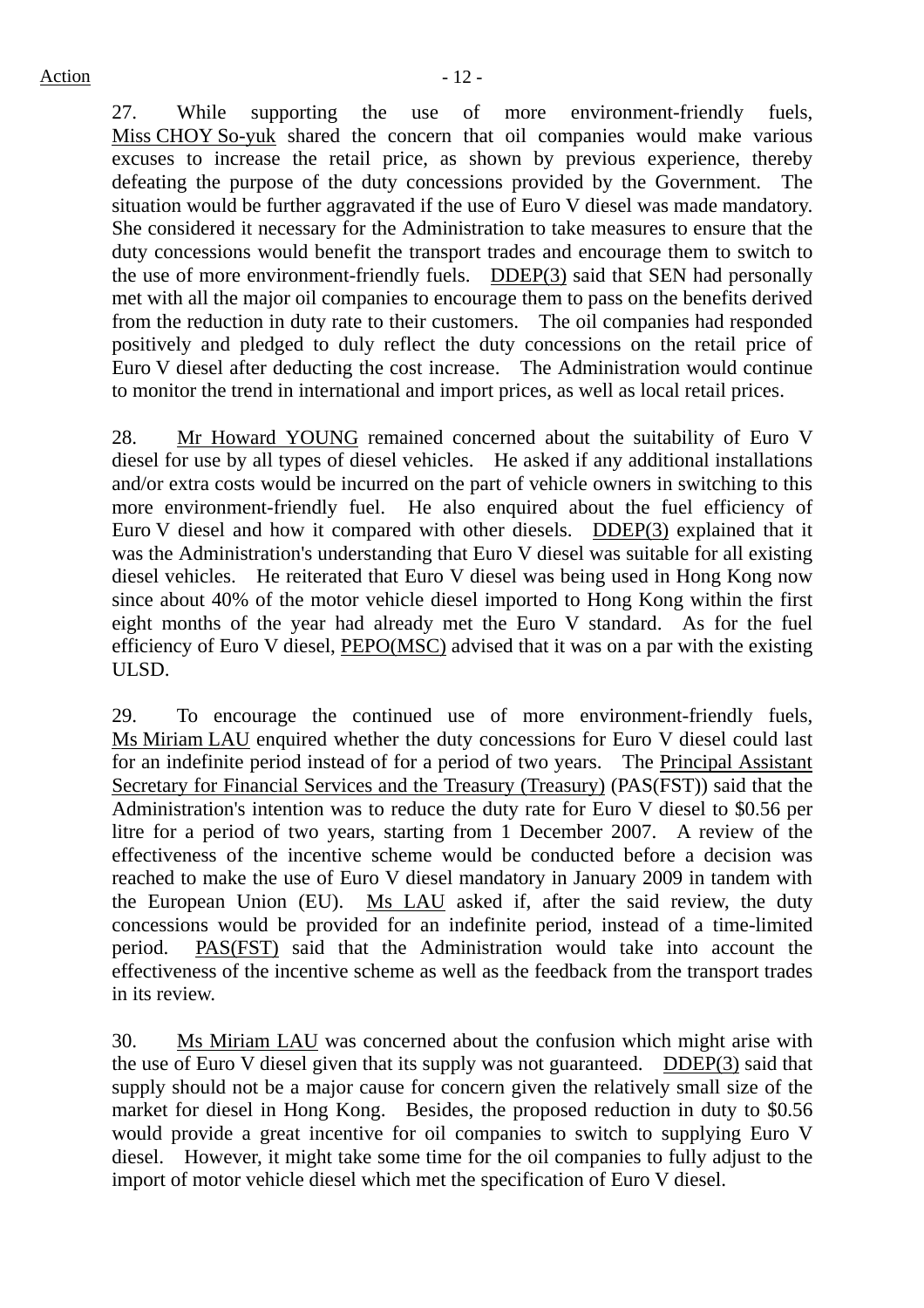27. While supporting the use of more environment-friendly fuels, Miss CHOY So-yuk shared the concern that oil companies would make various excuses to increase the retail price, as shown by previous experience, thereby defeating the purpose of the duty concessions provided by the Government. The situation would be further aggravated if the use of Euro V diesel was made mandatory. She considered it necessary for the Administration to take measures to ensure that the duty concessions would benefit the transport trades and encourage them to switch to the use of more environment-friendly fuels. DDEP(3) said that SEN had personally met with all the major oil companies to encourage them to pass on the benefits derived from the reduction in duty rate to their customers. The oil companies had responded positively and pledged to duly reflect the duty concessions on the retail price of Euro V diesel after deducting the cost increase. The Administration would continue to monitor the trend in international and import prices, as well as local retail prices.

28. Mr Howard YOUNG remained concerned about the suitability of Euro V diesel for use by all types of diesel vehicles. He asked if any additional installations and/or extra costs would be incurred on the part of vehicle owners in switching to this more environment-friendly fuel. He also enquired about the fuel efficiency of Euro V diesel and how it compared with other diesels. DDEP(3) explained that it was the Administration's understanding that Euro V diesel was suitable for all existing diesel vehicles. He reiterated that Euro V diesel was being used in Hong Kong now since about 40% of the motor vehicle diesel imported to Hong Kong within the first eight months of the year had already met the Euro V standard. As for the fuel efficiency of Euro V diesel, PEPO(MSC) advised that it was on a par with the existing ULSD.

29. To encourage the continued use of more environment-friendly fuels, Ms Miriam LAU enquired whether the duty concessions for Euro V diesel could last for an indefinite period instead of for a period of two years. The Principal Assistant Secretary for Financial Services and the Treasury (Treasury) (PAS(FST)) said that the Administration's intention was to reduce the duty rate for Euro V diesel to $0.56 per litre for a period of two years, starting from 1 December 2007. A review of the effectiveness of the incentive scheme would be conducted before a decision was reached to make the use of Euro V diesel mandatory in January 2009 in tandem with the European Union (EU). Ms LAU asked if, after the said review, the duty concessions would be provided for an indefinite period, instead of a time-limited period. PAS(FST) said that the Administration would take into account the effectiveness of the incentive scheme as well as the feedback from the transport trades in its review.

30. Ms Miriam LAU was concerned about the confusion which might arise with the use of Euro V diesel given that its supply was not guaranteed. DDEP(3) said that supply should not be a major cause for concern given the relatively small size of the market for diesel in Hong Kong. Besides, the proposed reduction in duty to $0.56 would provide a great incentive for oil companies to switch to supplying Euro V diesel. However, it might take some time for the oil companies to fully adjust to the import of motor vehicle diesel which met the specification of Euro V diesel.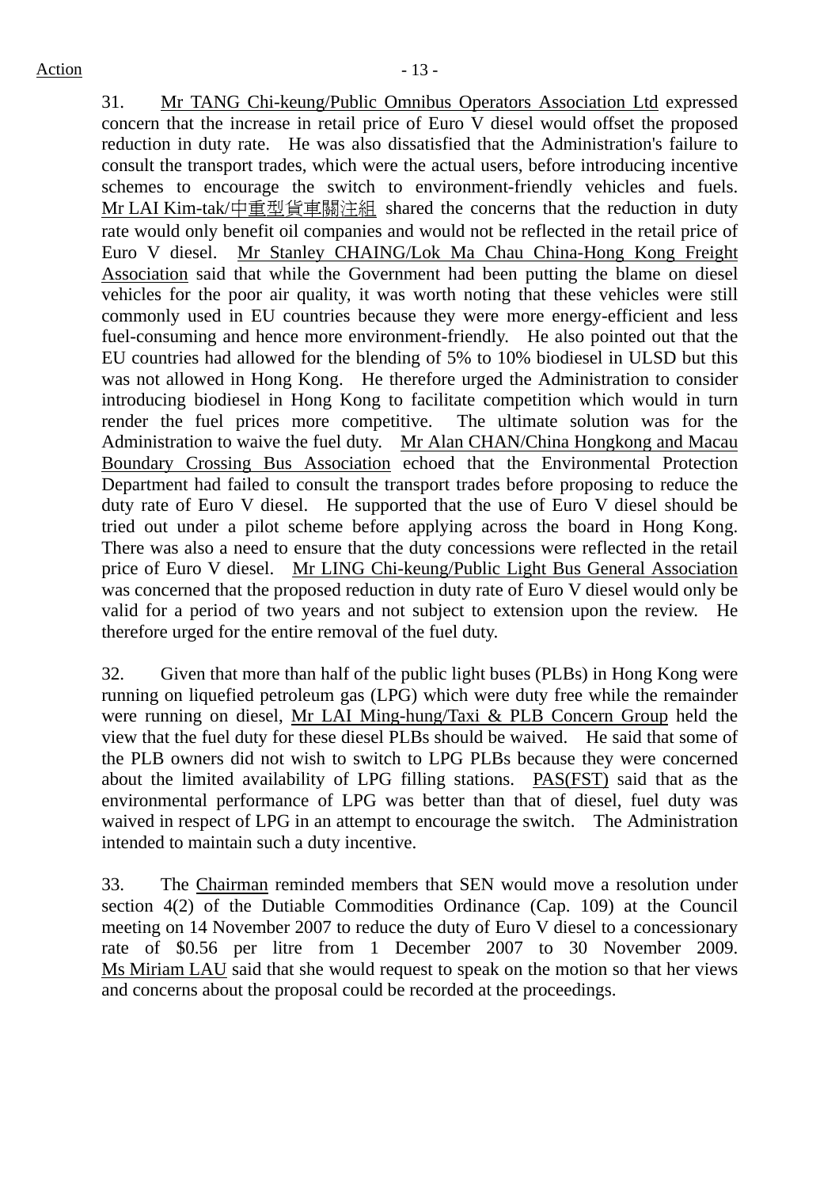31. Mr TANG Chi-keung/Public Omnibus Operators Association Ltd expressed concern that the increase in retail price of Euro V diesel would offset the proposed reduction in duty rate. He was also dissatisfied that the Administration's failure to consult the transport trades, which were the actual users, before introducing incentive schemes to encourage the switch to environment-friendly vehicles and fuels. Mr LAI Kim-tak/中重型貨車關注組 shared the concerns that the reduction in duty rate would only benefit oil companies and would not be reflected in the retail price of Euro V diesel. Mr Stanley CHAING/Lok Ma Chau China-Hong Kong Freight Association said that while the Government had been putting the blame on diesel vehicles for the poor air quality, it was worth noting that these vehicles were still commonly used in EU countries because they were more energy-efficient and less fuel-consuming and hence more environment-friendly. He also pointed out that the EU countries had allowed for the blending of 5% to 10% biodiesel in ULSD but this was not allowed in Hong Kong. He therefore urged the Administration to consider introducing biodiesel in Hong Kong to facilitate competition which would in turn render the fuel prices more competitive. The ultimate solution was for the Administration to waive the fuel duty. Mr Alan CHAN/China Hongkong and Macau Boundary Crossing Bus Association echoed that the Environmental Protection Department had failed to consult the transport trades before proposing to reduce the duty rate of Euro V diesel. He supported that the use of Euro V diesel should be tried out under a pilot scheme before applying across the board in Hong Kong. There was also a need to ensure that the duty concessions were reflected in the retail price of Euro V diesel. Mr LING Chi-keung/Public Light Bus General Association was concerned that the proposed reduction in duty rate of Euro V diesel would only be valid for a period of two years and not subject to extension upon the review. He therefore urged for the entire removal of the fuel duty.

32. Given that more than half of the public light buses (PLBs) in Hong Kong were running on liquefied petroleum gas (LPG) which were duty free while the remainder were running on diesel, Mr LAI Ming-hung/Taxi & PLB Concern Group held the view that the fuel duty for these diesel PLBs should be waived. He said that some of the PLB owners did not wish to switch to LPG PLBs because they were concerned about the limited availability of LPG filling stations. PAS(FST) said that as the environmental performance of LPG was better than that of diesel, fuel duty was waived in respect of LPG in an attempt to encourage the switch. The Administration intended to maintain such a duty incentive.

33. The Chairman reminded members that SEN would move a resolution under section 4(2) of the Dutiable Commodities Ordinance (Cap. 109) at the Council meeting on 14 November 2007 to reduce the duty of Euro V diesel to a concessionary rate of $0.56 per litre from 1 December 2007 to 30 November 2009. Ms Miriam LAU said that she would request to speak on the motion so that her views and concerns about the proposal could be recorded at the proceedings.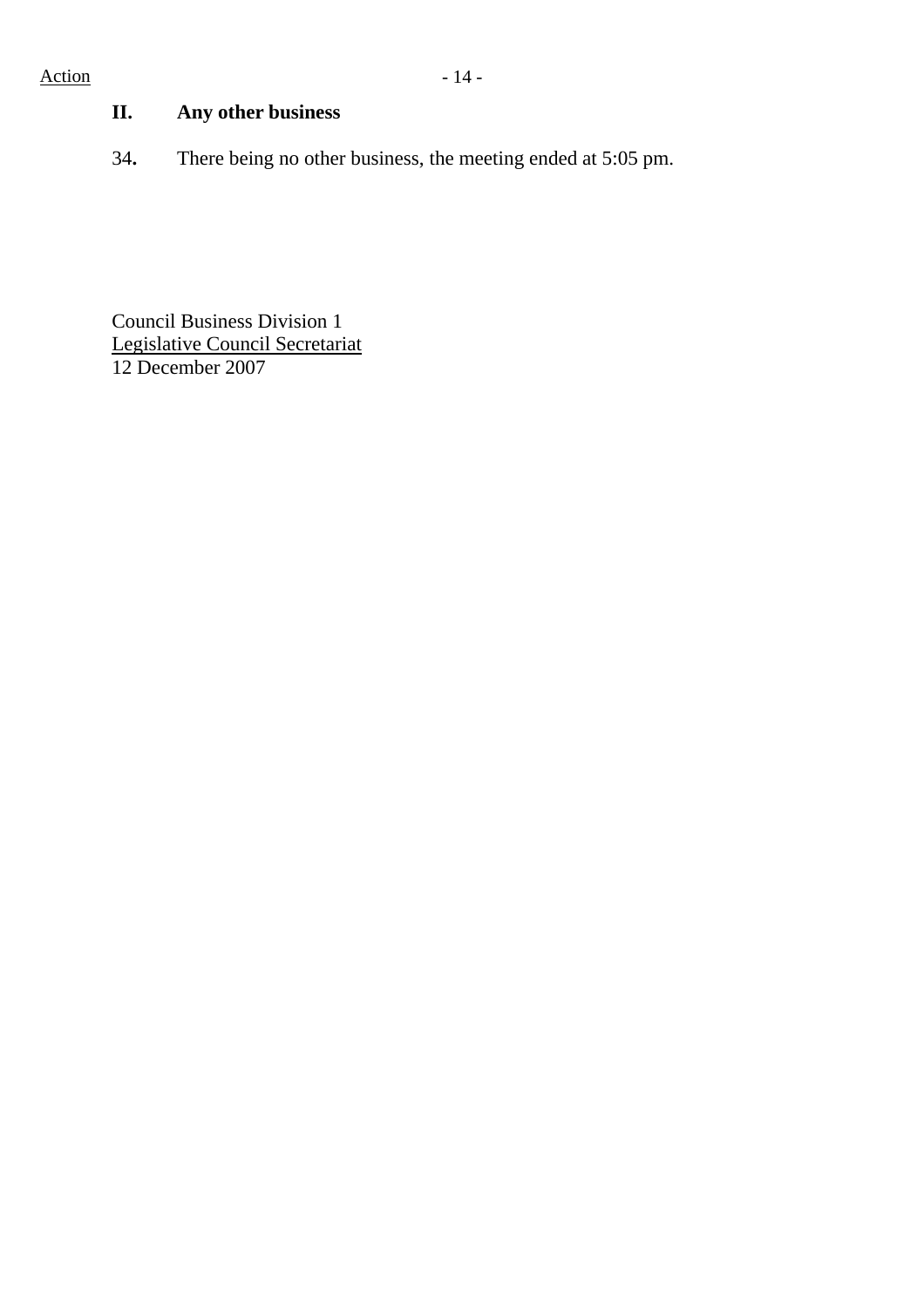Action

## II. Any other business

34**.** There being no other business, the meeting ended at 5:05 pm.

Council Business Division 1
Legislative Council Secretariat
12 December 2007